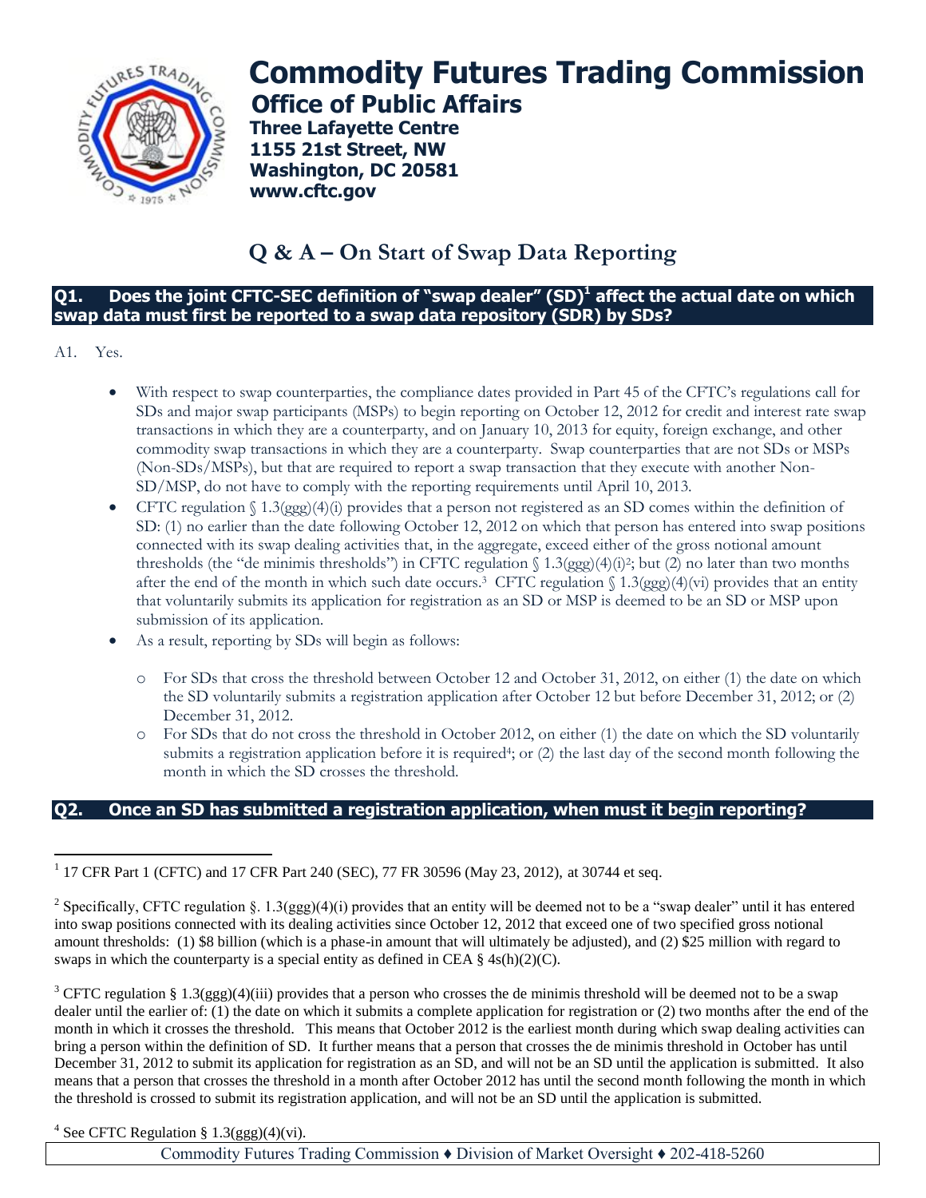# Commodity Futures Trading Commission

## Office of Public Affairs

**Three Lafayette Centre**
**1155 21st Street, NW**
**Washington, DC 20581**
**www.cftc.gov**

# Q & A – On Start of Swap Data Reporting

### Q1. Does the joint CFTC-SEC definition of "swap dealer" (SD)[1] affect the actual date on which swap data must first be reported to a swap data repository (SDR) by SDs?

A1. Yes.

- With respect to swap counterparties, the compliance dates provided in Part 45 of the CFTC's regulations call for SDs and major swap participants (MSPs) to begin reporting on October 12, 2012 for credit and interest rate swap transactions in which they are a counterparty, and on January 10, 2013 for equity, foreign exchange, and other commodity swap transactions in which they are a counterparty. Swap counterparties that are not SDs or MSPs (Non-SDs/MSPs), but that are required to report a swap transaction that they execute with another Non-SD/MSP, do not have to comply with the reporting requirements until April 10, 2013.
- CFTC regulation § 1.3(ggg)(4)(i) provides that a person not registered as an SD comes within the definition of SD: (1) no earlier than the date following October 12, 2012 on which that person has entered into swap positions connected with its swap dealing activities that, in the aggregate, exceed either of the gross notional amount thresholds (the "de minimis thresholds") in CFTC regulation § 1.3(ggg)(4)(i)[2]; but (2) no later than two months after the end of the month in which such date occurs.[3] CFTC regulation § 1.3(ggg)(4)(vi) provides that an entity that voluntarily submits its application for registration as an SD or MSP is deemed to be an SD or MSP upon submission of its application.
- As a result, reporting by SDs will begin as follows:
  - For SDs that cross the threshold between October 12 and October 31, 2012, on either (1) the date on which the SD voluntarily submits a registration application after October 12 but before December 31, 2012; or (2) December 31, 2012.
  - For SDs that do not cross the threshold in October 2012, on either (1) the date on which the SD voluntarily submits a registration application before it is required[4]; or (2) the last day of the second month following the month in which the SD crosses the threshold.

### Q2. Once an SD has submitted a registration application, when must it begin reporting?

---

[1] 17 CFR Part 1 (CFTC) and 17 CFR Part 240 (SEC), 77 FR 30596 (May 23, 2012), at 30744 et seq.

[2] Specifically, CFTC regulation §. 1.3(ggg)(4)(i) provides that an entity will be deemed not to be a "swap dealer" until it has entered into swap positions connected with its dealing activities since October 12, 2012 that exceed one of two specified gross notional amount thresholds: (1) $8 billion (which is a phase-in amount that will ultimately be adjusted), and (2) $25 million with regard to swaps in which the counterparty is a special entity as defined in CEA § 4s(h)(2)(C).

[3] CFTC regulation § 1.3(ggg)(4)(iii) provides that a person who crosses the de minimis threshold will be deemed not to be a swap dealer until the earlier of: (1) the date on which it submits a complete application for registration or (2) two months after the end of the month in which it crosses the threshold. This means that October 2012 is the earliest month during which swap dealing activities can bring a person within the definition of SD. It further means that a person that crosses the de minimis threshold in October has until December 31, 2012 to submit its application for registration as an SD, and will not be an SD until the application is submitted. It also means that a person that crosses the threshold in a month after October 2012 has until the second month following the month in which the threshold is crossed to submit its registration application, and will not be an SD until the application is submitted.

[4] See CFTC Regulation § 1.3(ggg)(4)(vi).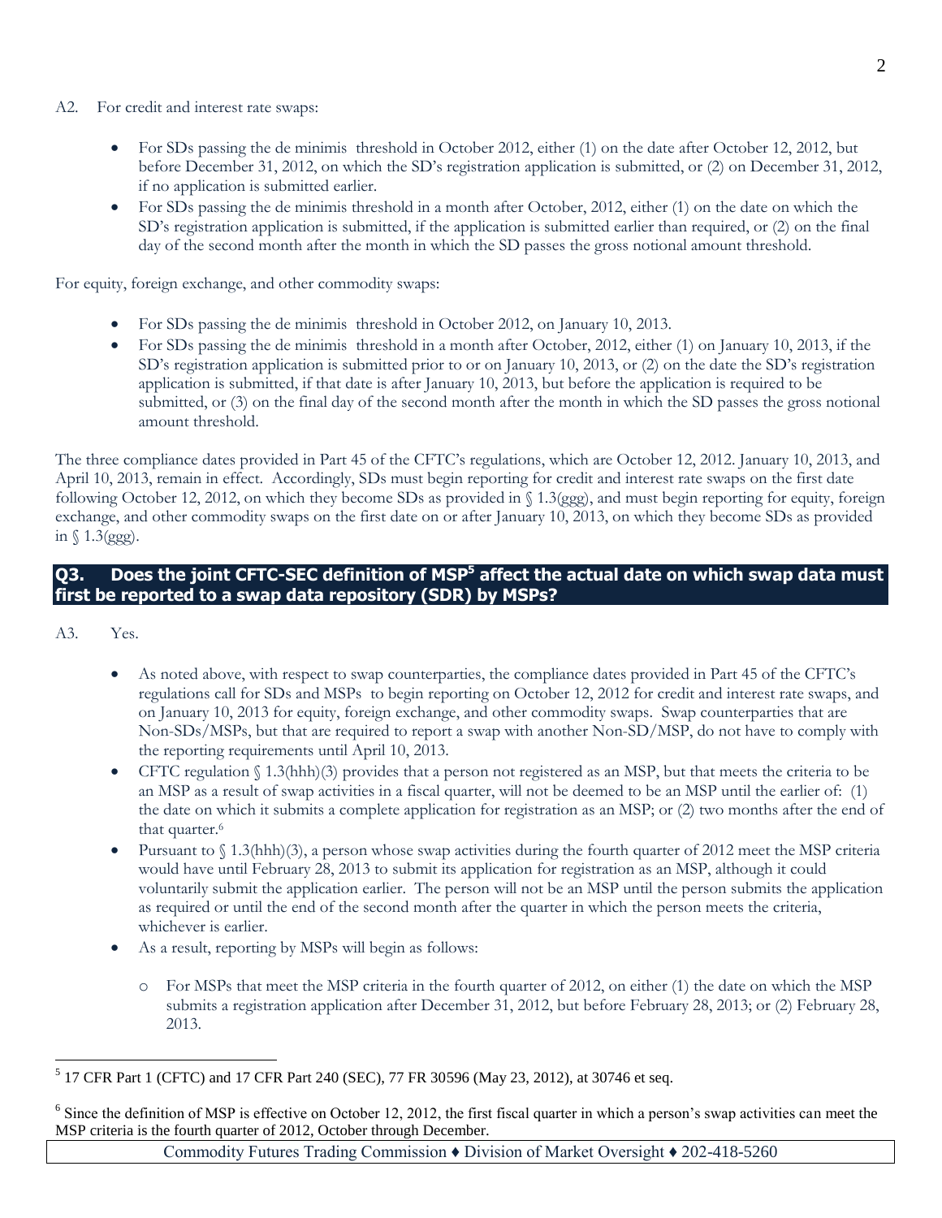A2. For credit and interest rate swaps:

- For SDs passing the de minimis threshold in October 2012, either (1) on the date after October 12, 2012, but before December 31, 2012, on which the SD's registration application is submitted, or (2) on December 31, 2012, if no application is submitted earlier.
- For SDs passing the de minimis threshold in a month after October, 2012, either (1) on the date on which the SD's registration application is submitted, if the application is submitted earlier than required, or (2) on the final day of the second month after the month in which the SD passes the gross notional amount threshold.

For equity, foreign exchange, and other commodity swaps:

- For SDs passing the de minimis threshold in October 2012, on January 10, 2013.
- For SDs passing the de minimis threshold in a month after October, 2012, either (1) on January 10, 2013, if the SD's registration application is submitted prior to or on January 10, 2013, or (2) on the date the SD's registration application is submitted, if that date is after January 10, 2013, but before the application is required to be submitted, or (3) on the final day of the second month after the month in which the SD passes the gross notional amount threshold.

The three compliance dates provided in Part 45 of the CFTC's regulations, which are October 12, 2012. January 10, 2013, and April 10, 2013, remain in effect. Accordingly, SDs must begin reporting for credit and interest rate swaps on the first date following October 12, 2012, on which they become SDs as provided in § 1.3(ggg), and must begin reporting for equity, foreign exchange, and other commodity swaps on the first date on or after January 10, 2013, on which they become SDs as provided in § 1.3(ggg).

## Q3. Does the joint CFTC-SEC definition of MSP[5] affect the actual date on which swap data must first be reported to a swap data repository (SDR) by MSPs?

A3. Yes.

- As noted above, with respect to swap counterparties, the compliance dates provided in Part 45 of the CFTC's regulations call for SDs and MSPs to begin reporting on October 12, 2012 for credit and interest rate swaps, and on January 10, 2013 for equity, foreign exchange, and other commodity swaps. Swap counterparties that are Non-SDs/MSPs, but that are required to report a swap with another Non-SD/MSP, do not have to comply with the reporting requirements until April 10, 2013.
- CFTC regulation § 1.3(hhh)(3) provides that a person not registered as an MSP, but that meets the criteria to be an MSP as a result of swap activities in a fiscal quarter, will not be deemed to be an MSP until the earlier of: (1) the date on which it submits a complete application for registration as an MSP; or (2) two months after the end of that quarter.[6]
- Pursuant to § 1.3(hhh)(3), a person whose swap activities during the fourth quarter of 2012 meet the MSP criteria would have until February 28, 2013 to submit its application for registration as an MSP, although it could voluntarily submit the application earlier. The person will not be an MSP until the person submits the application as required or until the end of the second month after the quarter in which the person meets the criteria, whichever is earlier.
- As a result, reporting by MSPs will begin as follows:
  - For MSPs that meet the MSP criteria in the fourth quarter of 2012, on either (1) the date on which the MSP submits a registration application after December 31, 2012, but before February 28, 2013; or (2) February 28, 2013.

---

[5] 17 CFR Part 1 (CFTC) and 17 CFR Part 240 (SEC), 77 FR 30596 (May 23, 2012), at 30746 et seq.

[6] Since the definition of MSP is effective on October 12, 2012, the first fiscal quarter in which a person's swap activities can meet the MSP criteria is the fourth quarter of 2012, October through December.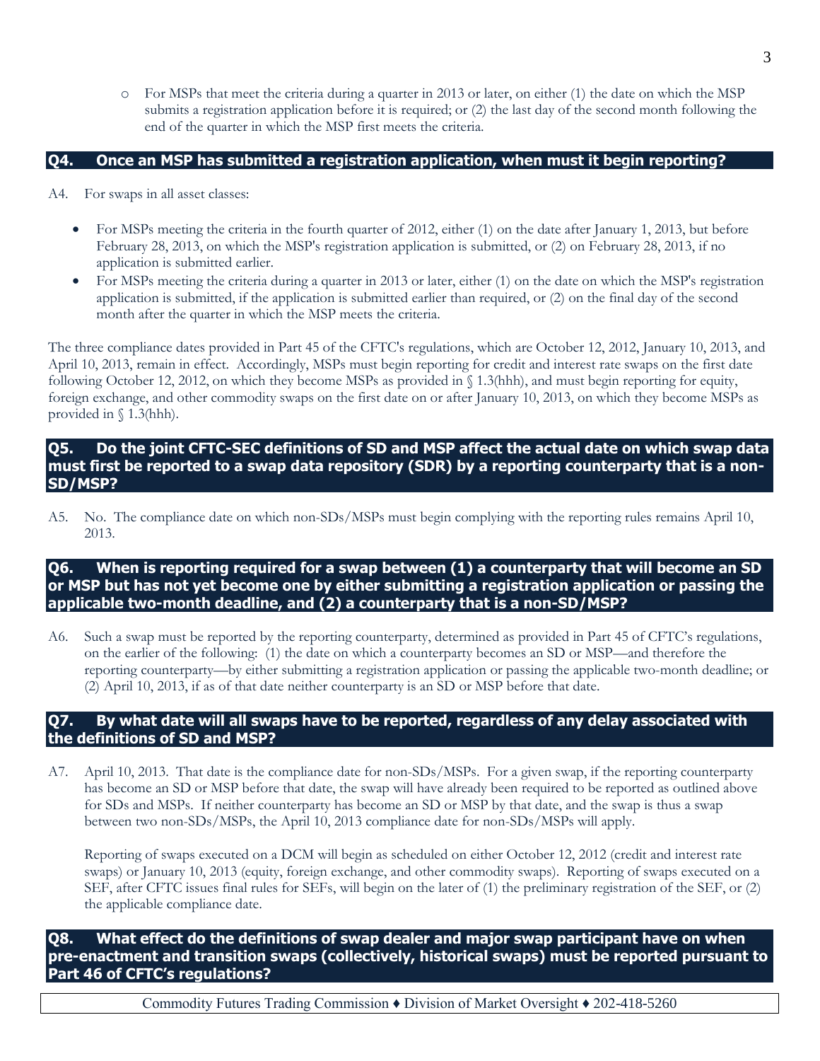- For MSPs that meet the criteria during a quarter in 2013 or later, on either (1) the date on which the MSP submits a registration application before it is required; or (2) the last day of the second month following the end of the quarter in which the MSP first meets the criteria.

## Q4. Once an MSP has submitted a registration application, when must it begin reporting?

A4. For swaps in all asset classes:

- For MSPs meeting the criteria in the fourth quarter of 2012, either (1) on the date after January 1, 2013, but before February 28, 2013, on which the MSP's registration application is submitted, or (2) on February 28, 2013, if no application is submitted earlier.
- For MSPs meeting the criteria during a quarter in 2013 or later, either (1) on the date on which the MSP's registration application is submitted, if the application is submitted earlier than required, or (2) on the final day of the second month after the quarter in which the MSP meets the criteria.

The three compliance dates provided in Part 45 of the CFTC's regulations, which are October 12, 2012, January 10, 2013, and April 10, 2013, remain in effect. Accordingly, MSPs must begin reporting for credit and interest rate swaps on the first date following October 12, 2012, on which they become MSPs as provided in § 1.3(hhh), and must begin reporting for equity, foreign exchange, and other commodity swaps on the first date on or after January 10, 2013, on which they become MSPs as provided in § 1.3(hhh).

## Q5. Do the joint CFTC-SEC definitions of SD and MSP affect the actual date on which swap data must first be reported to a swap data repository (SDR) by a reporting counterparty that is a non-SD/MSP?

A5. No. The compliance date on which non-SDs/MSPs must begin complying with the reporting rules remains April 10, 2013.

## Q6. When is reporting required for a swap between (1) a counterparty that will become an SD or MSP but has not yet become one by either submitting a registration application or passing the applicable two-month deadline, and (2) a counterparty that is a non-SD/MSP?

A6. Such a swap must be reported by the reporting counterparty, determined as provided in Part 45 of CFTC's regulations, on the earlier of the following: (1) the date on which a counterparty becomes an SD or MSP—and therefore the reporting counterparty—by either submitting a registration application or passing the applicable two-month deadline; or (2) April 10, 2013, if as of that date neither counterparty is an SD or MSP before that date.

## Q7. By what date will all swaps have to be reported, regardless of any delay associated with the definitions of SD and MSP?

A7. April 10, 2013. That date is the compliance date for non-SDs/MSPs. For a given swap, if the reporting counterparty has become an SD or MSP before that date, the swap will have already been required to be reported as outlined above for SDs and MSPs. If neither counterparty has become an SD or MSP by that date, and the swap is thus a swap between two non-SDs/MSPs, the April 10, 2013 compliance date for non-SDs/MSPs will apply.

Reporting of swaps executed on a DCM will begin as scheduled on either October 12, 2012 (credit and interest rate swaps) or January 10, 2013 (equity, foreign exchange, and other commodity swaps). Reporting of swaps executed on a SEF, after CFTC issues final rules for SEFs, will begin on the later of (1) the preliminary registration of the SEF, or (2) the applicable compliance date.

## Q8. What effect do the definitions of swap dealer and major swap participant have on when pre-enactment and transition swaps (collectively, historical swaps) must be reported pursuant to Part 46 of CFTC's regulations?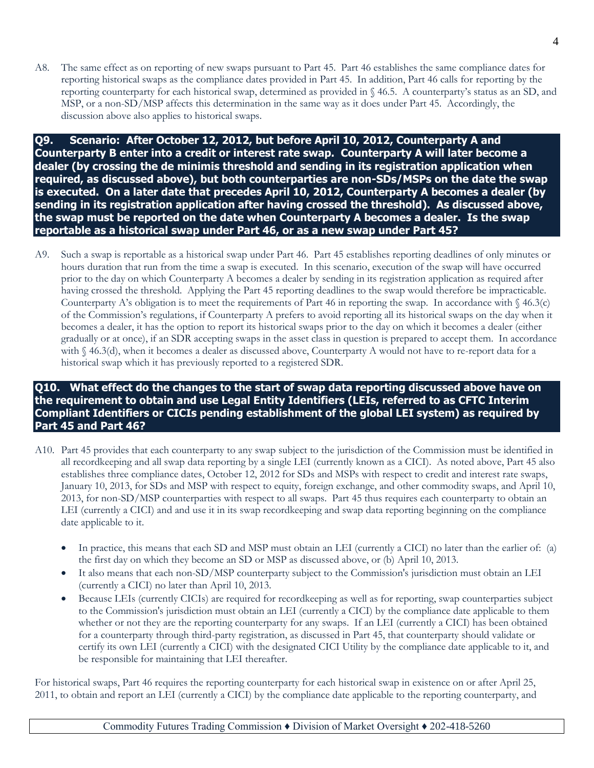A8. The same effect as on reporting of new swaps pursuant to Part 45. Part 46 establishes the same compliance dates for reporting historical swaps as the compliance dates provided in Part 45. In addition, Part 46 calls for reporting by the reporting counterparty for each historical swap, determined as provided in § 46.5. A counterparty's status as an SD, and MSP, or a non-SD/MSP affects this determination in the same way as it does under Part 45. Accordingly, the discussion above also applies to historical swaps.

### Q9. Scenario: After October 12, 2012, but before April 10, 2012, Counterparty A and Counterparty B enter into a credit or interest rate swap. Counterparty A will later become a dealer (by crossing the de minimis threshold and sending in its registration application when required, as discussed above), but both counterparties are non-SDs/MSPs on the date the swap is executed. On a later date that precedes April 10, 2012, Counterparty A becomes a dealer (by sending in its registration application after having crossed the threshold). As discussed above, the swap must be reported on the date when Counterparty A becomes a dealer. Is the swap reportable as a historical swap under Part 46, or as a new swap under Part 45?

A9. Such a swap is reportable as a historical swap under Part 46. Part 45 establishes reporting deadlines of only minutes or hours duration that run from the time a swap is executed. In this scenario, execution of the swap will have occurred prior to the day on which Counterparty A becomes a dealer by sending in its registration application as required after having crossed the threshold. Applying the Part 45 reporting deadlines to the swap would therefore be impracticable. Counterparty A's obligation is to meet the requirements of Part 46 in reporting the swap. In accordance with § 46.3(c) of the Commission's regulations, if Counterparty A prefers to avoid reporting all its historical swaps on the day when it becomes a dealer, it has the option to report its historical swaps prior to the day on which it becomes a dealer (either gradually or at once), if an SDR accepting swaps in the asset class in question is prepared to accept them. In accordance with § 46.3(d), when it becomes a dealer as discussed above, Counterparty A would not have to re-report data for a historical swap which it has previously reported to a registered SDR.

### Q10. What effect do the changes to the start of swap data reporting discussed above have on the requirement to obtain and use Legal Entity Identifiers (LEIs, referred to as CFTC Interim Compliant Identifiers or CICIs pending establishment of the global LEI system) as required by Part 45 and Part 46?

A10. Part 45 provides that each counterparty to any swap subject to the jurisdiction of the Commission must be identified in all recordkeeping and all swap data reporting by a single LEI (currently known as a CICI). As noted above, Part 45 also establishes three compliance dates, October 12, 2012 for SDs and MSPs with respect to credit and interest rate swaps, January 10, 2013, for SDs and MSP with respect to equity, foreign exchange, and other commodity swaps, and April 10, 2013, for non-SD/MSP counterparties with respect to all swaps. Part 45 thus requires each counterparty to obtain an LEI (currently a CICI) and and use it in its swap recordkeeping and swap data reporting beginning on the compliance date applicable to it.

- In practice, this means that each SD and MSP must obtain an LEI (currently a CICI) no later than the earlier of: (a) the first day on which they become an SD or MSP as discussed above, or (b) April 10, 2013.
- It also means that each non-SD/MSP counterparty subject to the Commission's jurisdiction must obtain an LEI (currently a CICI) no later than April 10, 2013.
- Because LEIs (currently CICIs) are required for recordkeeping as well as for reporting, swap counterparties subject to the Commission's jurisdiction must obtain an LEI (currently a CICI) by the compliance date applicable to them whether or not they are the reporting counterparty for any swaps. If an LEI (currently a CICI) has been obtained for a counterparty through third-party registration, as discussed in Part 45, that counterparty should validate or certify its own LEI (currently a CICI) with the designated CICI Utility by the compliance date applicable to it, and be responsible for maintaining that LEI thereafter.

For historical swaps, Part 46 requires the reporting counterparty for each historical swap in existence on or after April 25, 2011, to obtain and report an LEI (currently a CICI) by the compliance date applicable to the reporting counterparty, and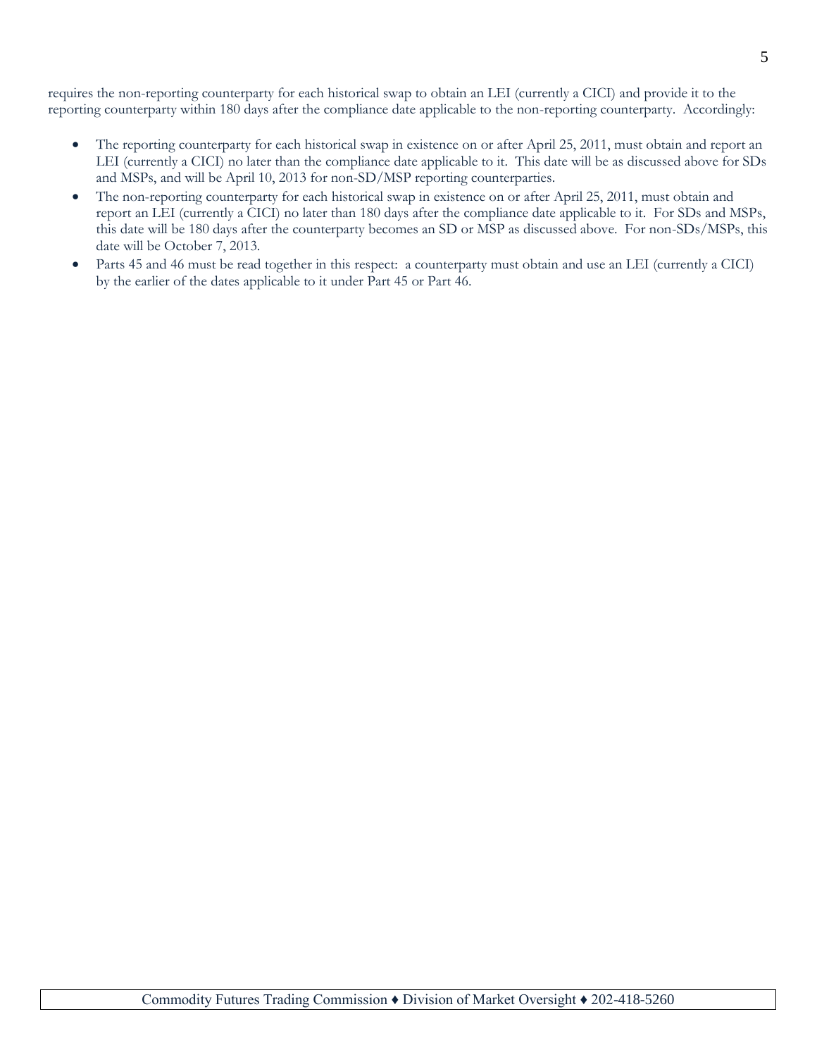requires the non-reporting counterparty for each historical swap to obtain an LEI (currently a CICI) and provide it to the reporting counterparty within 180 days after the compliance date applicable to the non-reporting counterparty. Accordingly:

- The reporting counterparty for each historical swap in existence on or after April 25, 2011, must obtain and report an LEI (currently a CICI) no later than the compliance date applicable to it. This date will be as discussed above for SDs and MSPs, and will be April 10, 2013 for non-SD/MSP reporting counterparties.
- The non-reporting counterparty for each historical swap in existence on or after April 25, 2011, must obtain and report an LEI (currently a CICI) no later than 180 days after the compliance date applicable to it. For SDs and MSPs, this date will be 180 days after the counterparty becomes an SD or MSP as discussed above. For non-SDs/MSPs, this date will be October 7, 2013.
- Parts 45 and 46 must be read together in this respect: a counterparty must obtain and use an LEI (currently a CICI) by the earlier of the dates applicable to it under Part 45 or Part 46.